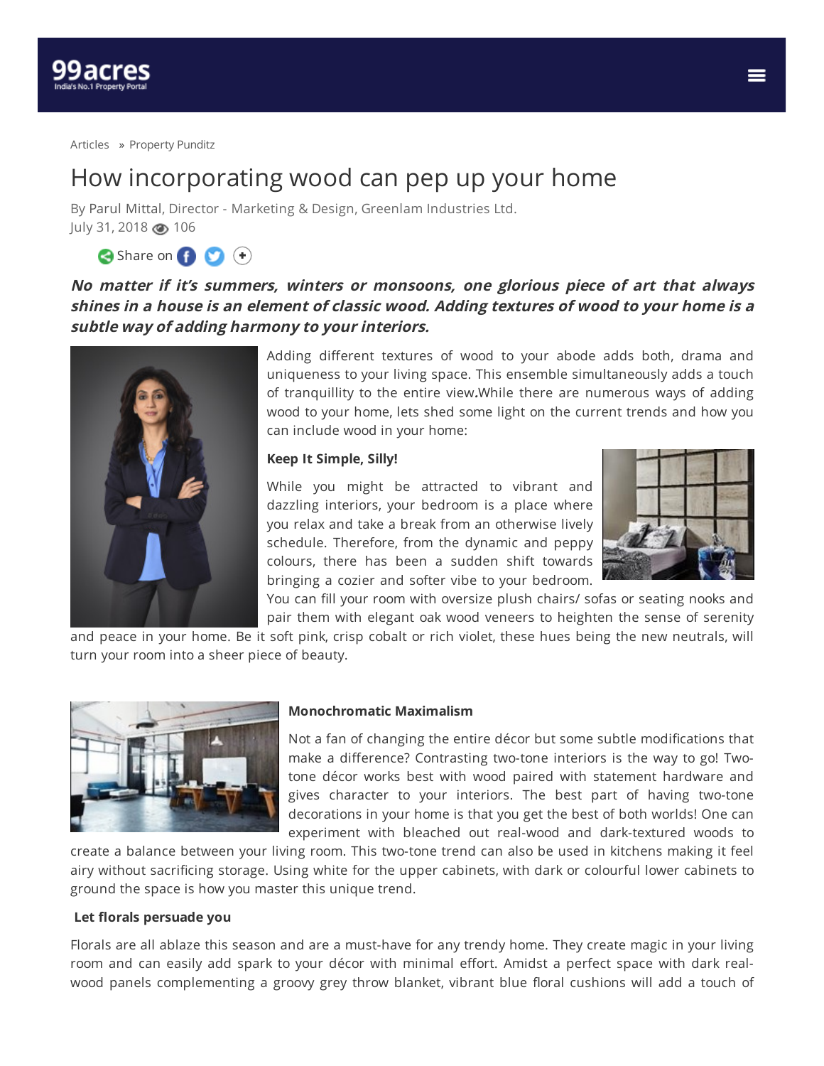Articles » Property Punditz

# How incorporating wood can pep up your home

By Parul Mittal, Director - Marketing & Design, Greenlam Industries Ltd.
July 31, 2018 106

Share on

***No matter if it's summers, winters or monsoons, one glorious piece of art that always shines in a house is an element of classic wood. Adding textures of wood to your home is a subtle way of adding harmony to your interiors.***

Adding different textures of wood to your abode adds both, drama and uniqueness to your living space. This ensemble simultaneously adds a touch of tranquillity to the entire view**.**While there are numerous ways of adding wood to your home, lets shed some light on the current trends and how you can include wood in your home:

**Keep It Simple, Silly!**

While you might be attracted to vibrant and dazzling interiors, your bedroom is a place where you relax and take a break from an otherwise lively schedule. Therefore, from the dynamic and peppy colours, there has been a sudden shift towards bringing a cozier and softer vibe to your bedroom. You can fill your room with oversize plush chairs/ sofas or seating nooks and pair them with elegant oak wood veneers to heighten the sense of serenity and peace in your home. Be it soft pink, crisp cobalt or rich violet, these hues being the new neutrals, will turn your room into a sheer piece of beauty.

**Monochromatic Maximalism**

Not a fan of changing the entire décor but some subtle modifications that make a difference? Contrasting two-tone interiors is the way to go! Two-tone décor works best with wood paired with statement hardware and gives character to your interiors. The best part of having two-tone decorations in your home is that you get the best of both worlds! One can experiment with bleached out real-wood and dark-textured woods to create a balance between your living room. This two-tone trend can also be used in kitchens making it feel airy without sacrificing storage. Using white for the upper cabinets, with dark or colourful lower cabinets to ground the space is how you master this unique trend.

**Let florals persuade you**

Florals are all ablaze this season and are a must-have for any trendy home. They create magic in your living room and can easily add spark to your décor with minimal effort. Amidst a perfect space with dark real-wood panels complementing a groovy grey throw blanket, vibrant blue floral cushions will add a touch of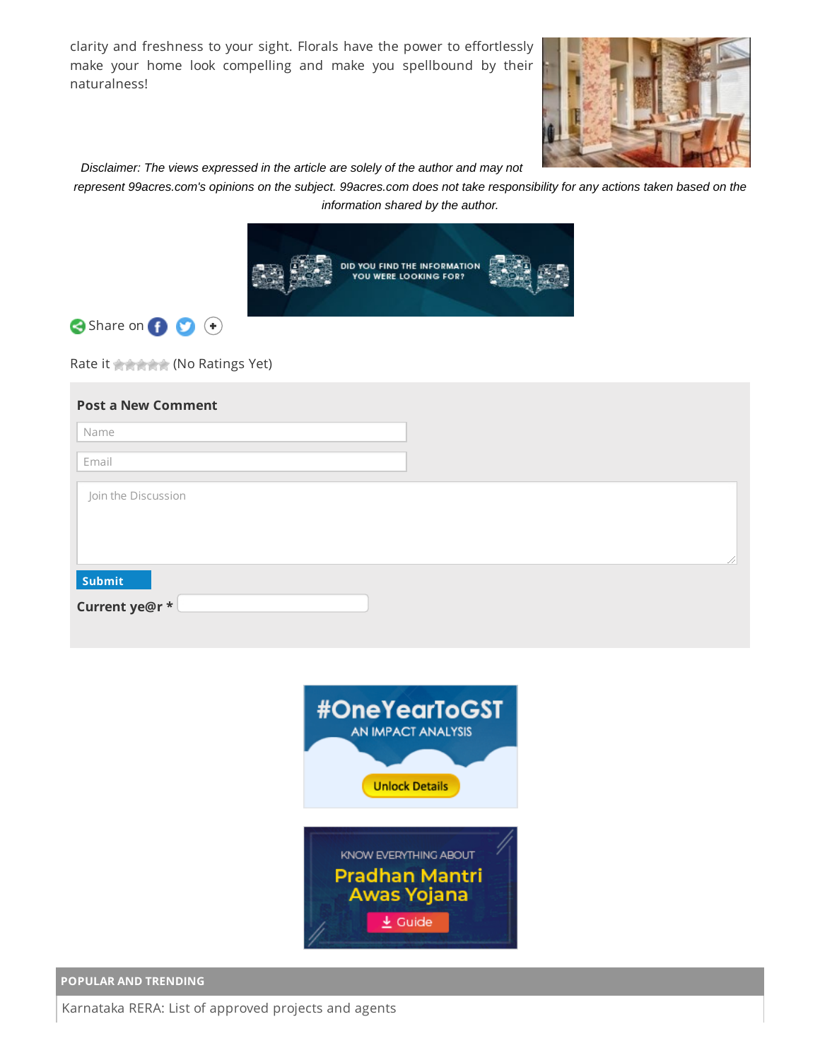clarity and freshness to your sight. Florals have the power to effortlessly make your home look compelling and make you spellbound by their naturalness!

*Disclaimer: The views expressed in the article are solely of the author and may not represent 99acres.com's opinions on the subject. 99acres.com does not take responsibility for any actions taken based on the information shared by the author.*

Share on

Rate it (No Ratings Yet)

**Post a New Comment**

Name

Email

Join the Discussion

**Submit**

**Current ye@r ***

**POPULAR AND TRENDING**

Karnataka RERA: List of approved projects and agents